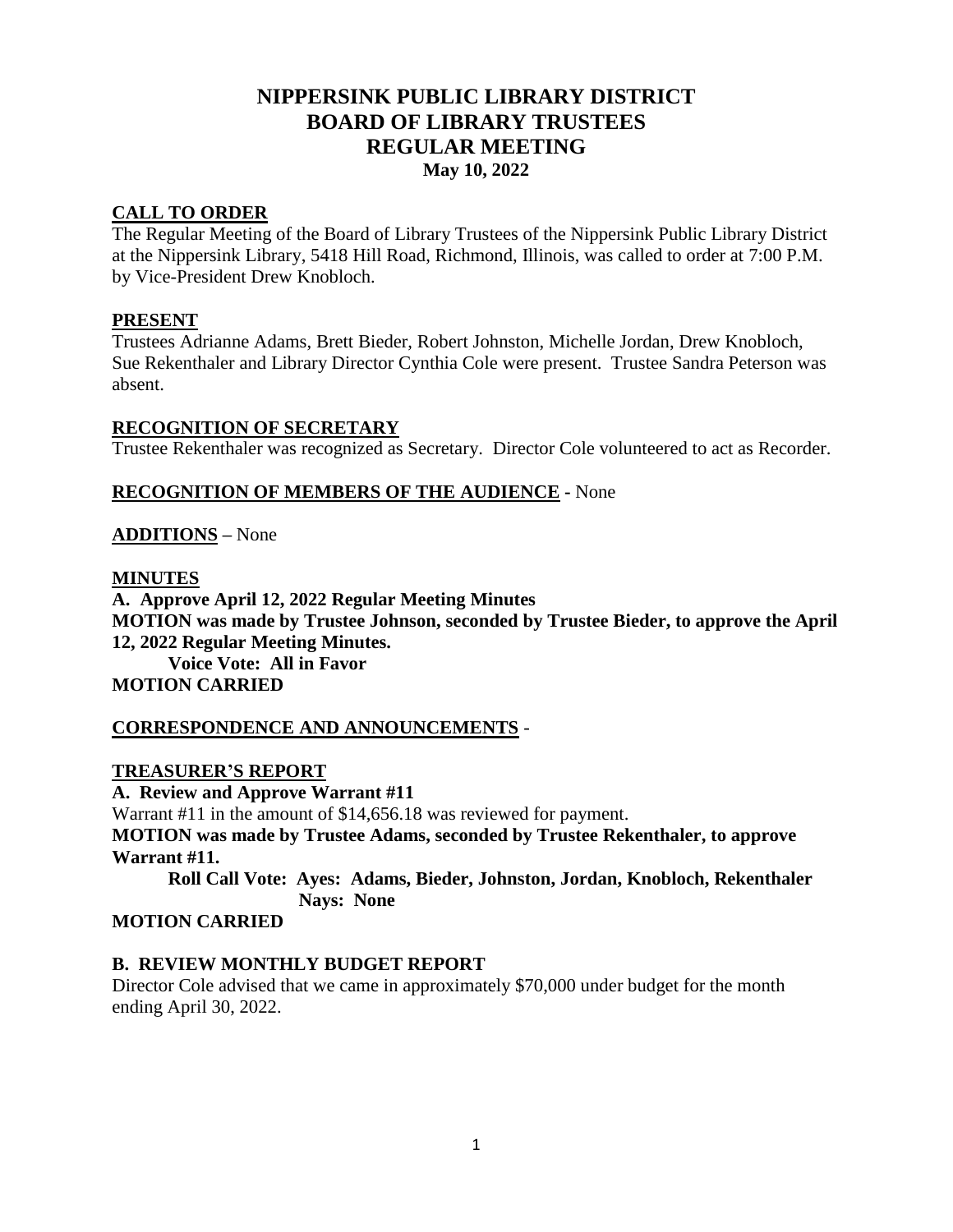# NIPPERSINK PUBLIC LIBRARY DISTRICT
# BOARD OF LIBRARY TRUSTEES
# REGULAR MEETING
**May 10, 2022**

## CALL TO ORDER

The Regular Meeting of the Board of Library Trustees of the Nippersink Public Library District at the Nippersink Library, 5418 Hill Road, Richmond, Illinois, was called to order at 7:00 P.M. by Vice-President Drew Knobloch.

## PRESENT

Trustees Adrianne Adams, Brett Bieder, Robert Johnston, Michelle Jordan, Drew Knobloch, Sue Rekenthaler and Library Director Cynthia Cole were present. Trustee Sandra Peterson was absent.

## RECOGNITION OF SECRETARY

Trustee Rekenthaler was recognized as Secretary. Director Cole volunteered to act as Recorder.

## RECOGNITION OF MEMBERS OF THE AUDIENCE - None

## ADDITIONS – None

## MINUTES

**A. Approve April 12, 2022 Regular Meeting Minutes**

**MOTION was made by Trustee Johnson, seconded by Trustee Bieder, to approve the April 12, 2022 Regular Meeting Minutes.**

**Voice Vote: All in Favor**

**MOTION CARRIED**

## CORRESPONDENCE AND ANNOUNCEMENTS -

## TREASURER'S REPORT

**A. Review and Approve Warrant #11**

Warrant #11 in the amount of $14,656.18 was reviewed for payment.

**MOTION was made by Trustee Adams, seconded by Trustee Rekenthaler, to approve Warrant #11.**

**Roll Call Vote: Ayes: Adams, Bieder, Johnston, Jordan, Knobloch, Rekenthaler**
**Nays: None**

**MOTION CARRIED**

**B. REVIEW MONTHLY BUDGET REPORT**

Director Cole advised that we came in approximately $70,000 under budget for the month ending April 30, 2022.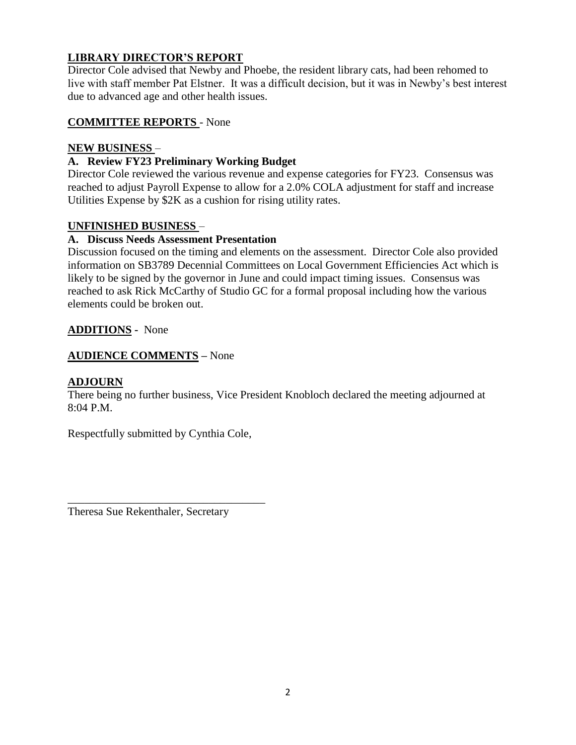## LIBRARY DIRECTOR'S REPORT

Director Cole advised that Newby and Phoebe, the resident library cats, had been rehomed to live with staff member Pat Elstner. It was a difficult decision, but it was in Newby's best interest due to advanced age and other health issues.

## COMMITTEE REPORTS - None

## NEW BUSINESS –

### A. Review FY23 Preliminary Working Budget

Director Cole reviewed the various revenue and expense categories for FY23. Consensus was reached to adjust Payroll Expense to allow for a 2.0% COLA adjustment for staff and increase Utilities Expense by $2K as a cushion for rising utility rates.

## UNFINISHED BUSINESS –

### A. Discuss Needs Assessment Presentation

Discussion focused on the timing and elements on the assessment. Director Cole also provided information on SB3789 Decennial Committees on Local Government Efficiencies Act which is likely to be signed by the governor in June and could impact timing issues. Consensus was reached to ask Rick McCarthy of Studio GC for a formal proposal including how the various elements could be broken out.

## ADDITIONS - None

## AUDIENCE COMMENTS – None

## ADJOURN

There being no further business, Vice President Knobloch declared the meeting adjourned at 8:04 P.M.

Respectfully submitted by Cynthia Cole,

\_\_\_\_\_\_\_\_\_\_\_\_\_\_\_\_\_\_\_\_\_\_\_\_\_\_\_\_\_\_\_\_\_\_\_\_

Theresa Sue Rekenthaler, Secretary